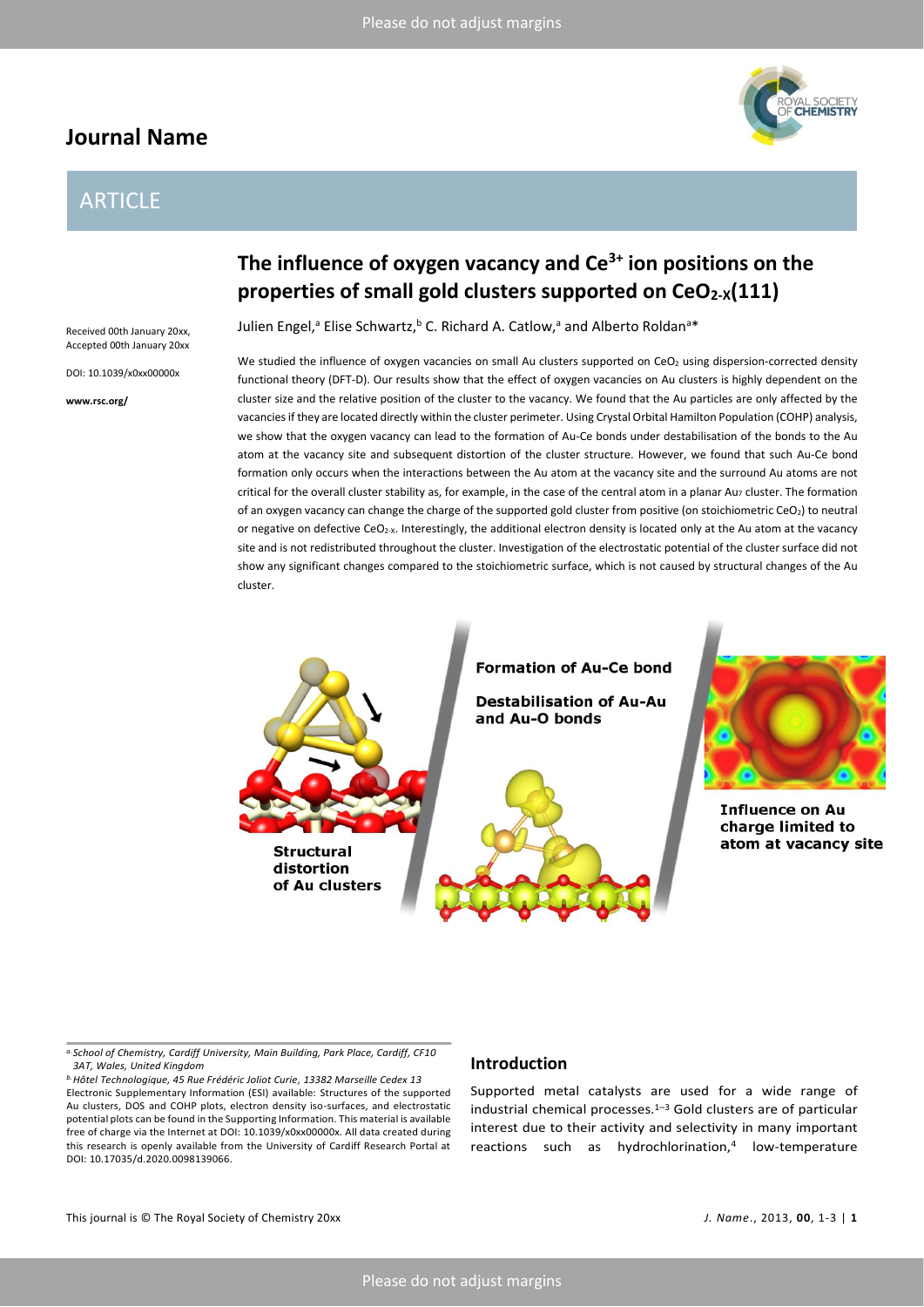# The influence of oxygen vacancy and $Ce^{3+}$ ion positions on the properties of small gold clusters supported on $CeO_{2-X}(111)$

Received 00th January 20xx, Accepted 00th January 20xx

DOI: 10.1039/x0xx00000x

**www.rsc.org/**

Julien Engel,[a] Elise Schwartz,[b] C. Richard A. Catlow,[a] and Alberto Roldan[a]*

We studied the influence of oxygen vacancies on small Au clusters supported on $CeO_2$ using dispersion-corrected density functional theory (DFT-D). Our results show that the effect of oxygen vacancies on Au clusters is highly dependent on the cluster size and the relative position of the cluster to the vacancy. We found that the Au particles are only affected by the vacancies if they are located directly within the cluster perimeter. Using Crystal Orbital Hamilton Population (COHP) analysis, we show that the oxygen vacancy can lead to the formation of Au-Ce bonds under destabilisation of the bonds to the Au atom at the vacancy site and subsequent distortion of the cluster structure. However, we found that such Au-Ce bond formation only occurs when the interactions between the Au atom at the vacancy site and the surround Au atoms are not critical for the overall cluster stability as, for example, in the case of the central atom in a planar $Au_7$ cluster. The formation of an oxygen vacancy can change the charge of the supported gold cluster from positive (on stoichiometric $CeO_2$) to neutral or negative on defective $CeO_{2-X}$. Interestingly, the additional electron density is located only at the Au atom at the vacancy site and is not redistributed throughout the cluster. Investigation of the electrostatic potential of the cluster surface did not show any significant changes compared to the stoichiometric surface, which is not caused by structural changes of the Au cluster.

Structural distortion of Au clusters

Formation of Au-Ce bond

Destabilisation of Au-Au and Au-O bonds

Influence on Au charge limited to atom at vacancy site

## Introduction

Supported metal catalysts are used for a wide range of industrial chemical processes.[1–3] Gold clusters are of particular interest due to their activity and selectivity in many important reactions such as hydrochlorination,[4] low-temperature

---

[a] School of Chemistry, Cardiff University, Main Building, Park Place, Cardiff, CF10 3AT, Wales, United Kingdom

[b] Hôtel Technologique, 45 Rue Frédéric Joliot Curie, 13382 Marseille Cedex 13

Electronic Supplementary Information (ESI) available: Structures of the supported Au clusters, DOS and COHP plots, electron density iso-surfaces, and electrostatic potential plots can be found in the Supporting Information. This material is available free of charge via the Internet at DOI: 10.1039/x0xx00000x. All data created during this research is openly available from the University of Cardiff Research Portal at DOI: 10.17035/d.2020.0098139066.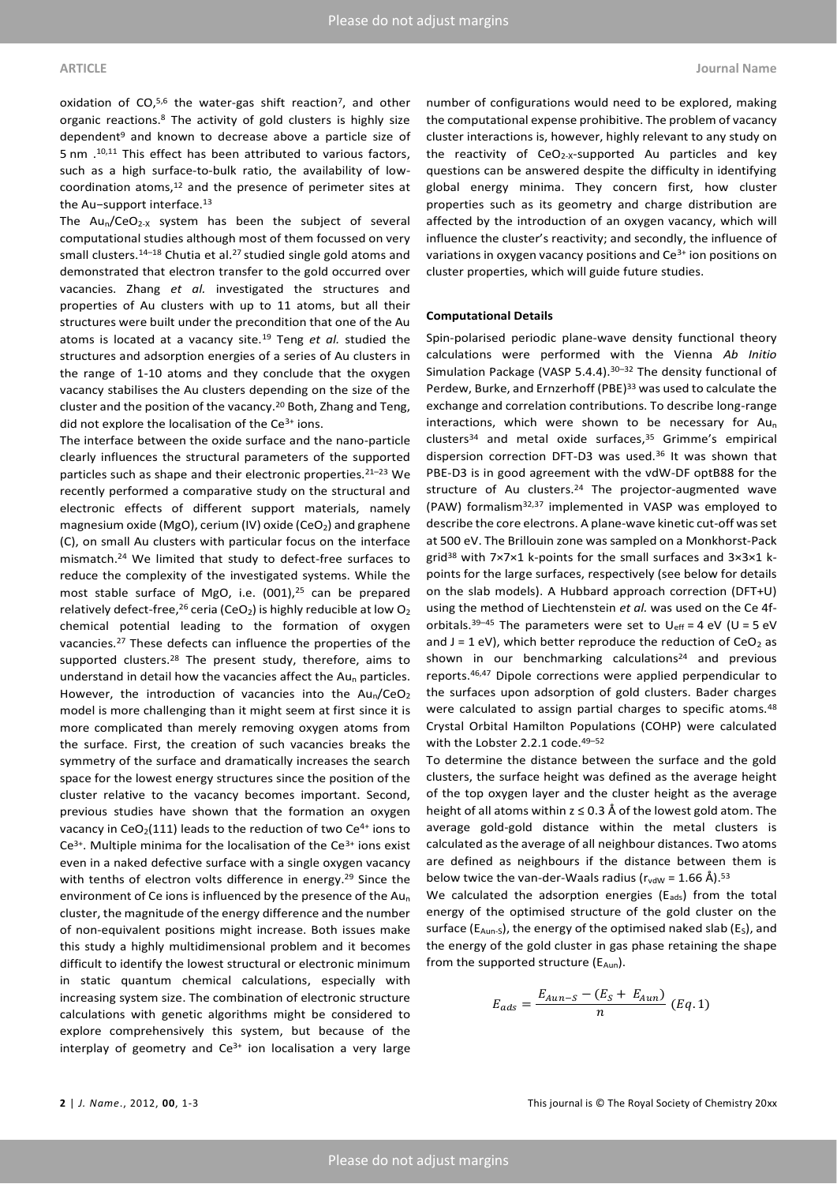oxidation of CO,[5,6] the water-gas shift reaction[7], and other organic reactions.[8] The activity of gold clusters is highly size dependent[9] and known to decrease above a particle size of 5 nm .[10,11] This effect has been attributed to various factors, such as a high surface-to-bulk ratio, the availability of low-coordination atoms,[12] and the presence of perimeter sites at the Au–support interface.[13]

The $Au_n/CeO_{2-X}$ system has been the subject of several computational studies although most of them focussed on very small clusters.[14–18] Chutia et al.[27] studied single gold atoms and demonstrated that electron transfer to the gold occurred over vacancies. Zhang *et al.* investigated the structures and properties of Au clusters with up to 11 atoms, but all their structures were built under the precondition that one of the Au atoms is located at a vacancy site.[19] Teng *et al.* studied the structures and adsorption energies of a series of Au clusters in the range of 1-10 atoms and they conclude that the oxygen vacancy stabilises the Au clusters depending on the size of the cluster and the position of the vacancy.[20] Both, Zhang and Teng, did not explore the localisation of the $Ce^{3+}$ ions.

The interface between the oxide surface and the nano-particle clearly influences the structural parameters of the supported particles such as shape and their electronic properties.[21–23] We recently performed a comparative study on the structural and electronic effects of different support materials, namely magnesium oxide (MgO), cerium (IV) oxide ($CeO_2$) and graphene (C), on small Au clusters with particular focus on the interface mismatch.[24] We limited that study to defect-free surfaces to reduce the complexity of the investigated systems. While the most stable surface of MgO, i.e. (001),[25] can be prepared relatively defect-free,[26] ceria ($CeO_2$) is highly reducible at low $O_2$ chemical potential leading to the formation of oxygen vacancies.[27] These defects can influence the properties of the supported clusters.[28] The present study, therefore, aims to understand in detail how the vacancies affect the $Au_n$ particles. However, the introduction of vacancies into the $Au_n/CeO_2$ model is more challenging than it might seem at first since it is more complicated than merely removing oxygen atoms from the surface. First, the creation of such vacancies breaks the symmetry of the surface and dramatically increases the search space for the lowest energy structures since the position of the cluster relative to the vacancy becomes important. Second, previous studies have shown that the formation an oxygen vacancy in $CeO_2(111)$ leads to the reduction of two $Ce^{4+}$ ions to $Ce^{3+}$. Multiple minima for the localisation of the $Ce^{3+}$ ions exist even in a naked defective surface with a single oxygen vacancy with tenths of electron volts difference in energy.[29] Since the environment of Ce ions is influenced by the presence of the $Au_n$ cluster, the magnitude of the energy difference and the number of non-equivalent positions might increase. Both issues make this study a highly multidimensional problem and it becomes difficult to identify the lowest structural or electronic minimum in static quantum chemical calculations, especially with increasing system size. The combination of electronic structure calculations with genetic algorithms might be considered to explore comprehensively this system, but because of the interplay of geometry and $Ce^{3+}$ ion localisation a very large number of configurations would need to be explored, making the computational expense prohibitive. The problem of vacancy cluster interactions is, however, highly relevant to any study on the reactivity of $CeO_{2-X}$-supported Au particles and key questions can be answered despite the difficulty in identifying global energy minima. They concern first, how cluster properties such as its geometry and charge distribution are affected by the introduction of an oxygen vacancy, which will influence the cluster's reactivity; and secondly, the influence of variations in oxygen vacancy positions and $Ce^{3+}$ ion positions on cluster properties, which will guide future studies.

**Computational Details**

Spin-polarised periodic plane-wave density functional theory calculations were performed with the Vienna *Ab Initio* Simulation Package (VASP 5.4.4).[30–32] The density functional of Perdew, Burke, and Ernzerhoff (PBE)[33] was used to calculate the exchange and correlation contributions. To describe long-range interactions, which were shown to be necessary for $Au_n$ clusters[34] and metal oxide surfaces,[35] Grimme's empirical dispersion correction DFT-D3 was used.[36] It was shown that PBE-D3 is in good agreement with the vdW-DF optB88 for the structure of Au clusters.[24] The projector-augmented wave (PAW) formalism[32,37] implemented in VASP was employed to describe the core electrons. A plane-wave kinetic cut-off was set at 500 eV. The Brillouin zone was sampled on a Monkhorst-Pack grid[38] with 7×7×1 k-points for the small surfaces and 3×3×1 k-points for the large surfaces, respectively (see below for details on the slab models). A Hubbard approach correction (DFT+U) using the method of Liechtenstein *et al.* was used on the Ce 4f-orbitals.[39–45] The parameters were set to $U_{eff}$ = 4 eV (U = 5 eV and J = 1 eV), which better reproduce the reduction of $CeO_2$ as shown in our benchmarking calculations[24] and previous reports.[46,47] Dipole corrections were applied perpendicular to the surfaces upon adsorption of gold clusters. Bader charges were calculated to assign partial charges to specific atoms.[48] Crystal Orbital Hamilton Populations (COHP) were calculated with the Lobster 2.2.1 code.[49–52]

To determine the distance between the surface and the gold clusters, the surface height was defined as the average height of the top oxygen layer and the cluster height as the average height of all atoms within z ≤ 0.3 Å of the lowest gold atom. The average gold-gold distance within the metal clusters is calculated as the average of all neighbour distances. Two atoms are defined as neighbours if the distance between them is below twice the van-der-Waals radius ($r_{vdW}$ = 1.66 Å).[53]

We calculated the adsorption energies ($E_{ads}$) from the total energy of the optimised structure of the gold cluster on the surface ($E_{Aun-S}$), the energy of the optimised naked slab ($E_S$), and the energy of the gold cluster in gas phase retaining the shape from the supported structure ($E_{Aun}$).

$$E_{ads} = \frac{E_{Aun-S} - (E_S + E_{Aun})}{n} \quad (Eq. 1)$$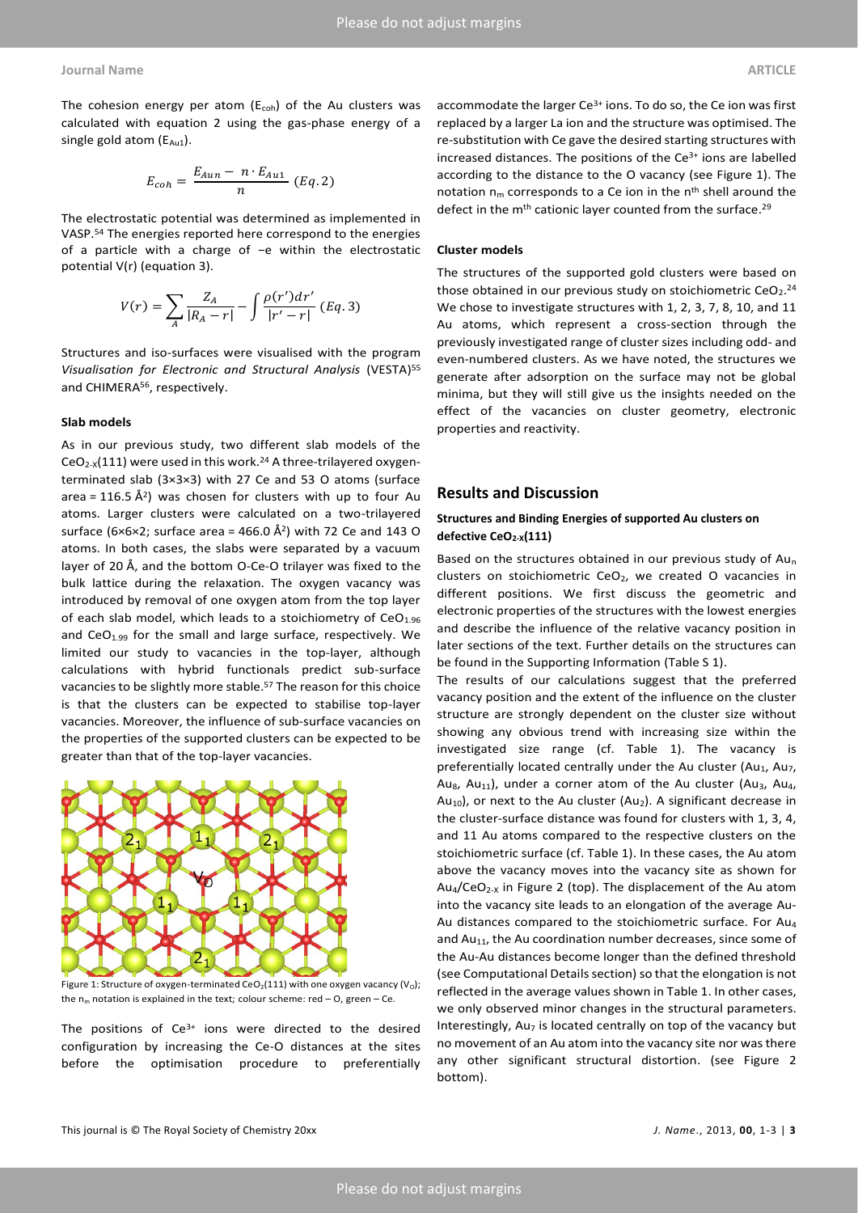The cohesion energy per atom ($E_{coh}$) of the Au clusters was calculated with equation 2 using the gas-phase energy of a single gold atom ($E_{Au1}$).

$$E_{coh} = \frac{E_{Aun} - n \cdot E_{Au1}}{n} \quad (Eq.2)$$

The electrostatic potential was determined as implemented in VASP.[54] The energies reported here correspond to the energies of a particle with a charge of −e within the electrostatic potential V(r) (equation 3).

$$V(r) = \sum_A \frac{Z_A}{|R_A - r|} - \int \frac{\rho(r')dr'}{|r' - r|} \quad (Eq.3)$$

Structures and iso-surfaces were visualised with the program *Visualisation for Electronic and Structural Analysis* (VESTA)[55] and CHIMERA[56], respectively.

### Slab models

As in our previous study, two different slab models of the $CeO_{2-X}(111)$ were used in this work.[24] A three-trilayered oxygen-terminated slab (3×3×3) with 27 Ce and 53 O atoms (surface area = 116.5 Å$^2$) was chosen for clusters with up to four Au atoms. Larger clusters were calculated on a two-trilayered surface (6×6×2; surface area = 466.0 Å$^2$) with 72 Ce and 143 O atoms. In both cases, the slabs were separated by a vacuum layer of 20 Å, and the bottom O-Ce-O trilayer was fixed to the bulk lattice during the relaxation. The oxygen vacancy was introduced by removal of one oxygen atom from the top layer of each slab model, which leads to a stoichiometry of $CeO_{1.96}$ and $CeO_{1.99}$ for the small and large surface, respectively. We limited our study to vacancies in the top-layer, although calculations with hybrid functionals predict sub-surface vacancies to be slightly more stable.[57] The reason for this choice is that the clusters can be expected to stabilise top-layer vacancies. Moreover, the influence of sub-surface vacancies on the properties of the supported clusters can be expected to be greater than that of the top-layer vacancies.

Figure 1: Structure of oxygen-terminated $CeO_2(111)$ with one oxygen vacancy ($V_O$); the $n_m$ notation is explained in the text; colour scheme: red – O, green – Ce.

The positions of $Ce^{3+}$ ions were directed to the desired configuration by increasing the Ce-O distances at the sites before the optimisation procedure to preferentially accommodate the larger $Ce^{3+}$ ions. To do so, the Ce ion was first replaced by a larger La ion and the structure was optimised. The re-substitution with Ce gave the desired starting structures with increased distances. The positions of the $Ce^{3+}$ ions are labelled according to the distance to the O vacancy (see Figure 1). The notation $n_m$ corresponds to a Ce ion in the $n^{th}$ shell around the defect in the $m^{th}$ cationic layer counted from the surface.[29]

### Cluster models

The structures of the supported gold clusters were based on those obtained in our previous study on stoichiometric $CeO_2$.[24] We chose to investigate structures with 1, 2, 3, 7, 8, 10, and 11 Au atoms, which represent a cross-section through the previously investigated range of cluster sizes including odd- and even-numbered clusters. As we have noted, the structures we generate after adsorption on the surface may not be global minima, but they will still give us the insights needed on the effect of the vacancies on cluster geometry, electronic properties and reactivity.

## Results and Discussion

### Structures and Binding Energies of supported Au clusters on defective $CeO_{2-X}(111)$

Based on the structures obtained in our previous study of $Au_n$ clusters on stoichiometric $CeO_2$, we created O vacancies in different positions. We first discuss the geometric and electronic properties of the structures with the lowest energies and describe the influence of the relative vacancy position in later sections of the text. Further details on the structures can be found in the Supporting Information (Table S 1).

The results of our calculations suggest that the preferred vacancy position and the extent of the influence on the cluster structure are strongly dependent on the cluster size without showing any obvious trend with increasing size within the investigated size range (cf. Table 1). The vacancy is preferentially located centrally under the Au cluster ($Au_1$, $Au_7$, $Au_8$, $Au_{11}$), under a corner atom of the Au cluster ($Au_3$, $Au_4$, $Au_{10}$), or next to the Au cluster ($Au_2$). A significant decrease in the cluster-surface distance was found for clusters with 1, 3, 4, and 11 Au atoms compared to the respective clusters on the stoichiometric surface (cf. Table 1). In these cases, the Au atom above the vacancy moves into the vacancy site as shown for $Au_4/CeO_{2-X}$ in Figure 2 (top). The displacement of the Au atom into the vacancy site leads to an elongation of the average Au-Au distances compared to the stoichiometric surface. For $Au_4$ and $Au_{11}$, the Au coordination number decreases, since some of the Au-Au distances become longer than the defined threshold (see Computational Details section) so that the elongation is not reflected in the average values shown in Table 1. In other cases, we only observed minor changes in the structural parameters. Interestingly, $Au_7$ is located centrally on top of the vacancy but no movement of an Au atom into the vacancy site nor was there any other significant structural distortion. (see Figure 2 bottom).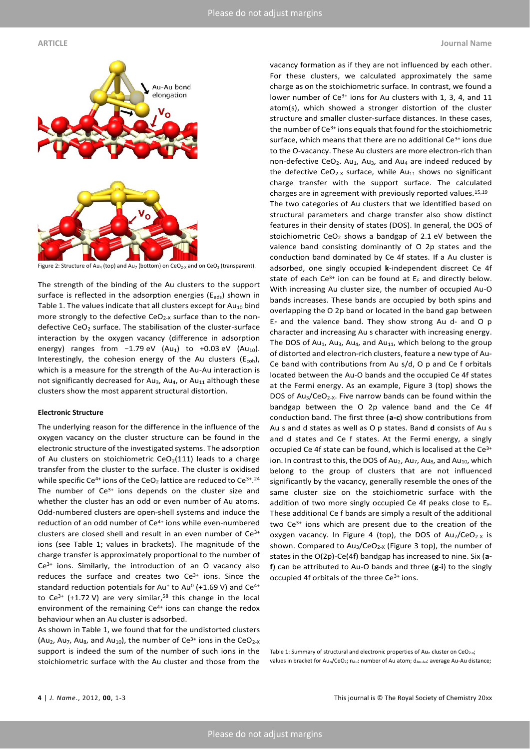Au-Au bond elongation

$V_O$

$V_O$

Figure 2: Structure of $Au_4$ (top) and $Au_7$ (bottom) on $CeO_{2-X}$ and on $CeO_2$ (transparent).

The strength of the binding of the Au clusters to the support surface is reflected in the adsorption energies ($E_{ads}$) shown in Table 1. The values indicate that all clusters except for $Au_{10}$ bind more strongly to the defective $CeO_{2-X}$ surface than to the non-defective $CeO_2$ surface. The stabilisation of the cluster-surface interaction by the oxygen vacancy (difference in adsorption energy) ranges from −1.79 eV ($Au_1$) to +0.03 eV ($Au_{10}$). Interestingly, the cohesion energy of the Au clusters ($E_{coh}$), which is a measure for the strength of the Au-Au interaction is not significantly decreased for $Au_3$, $Au_4$, or $Au_{11}$ although these clusters show the most apparent structural distortion.

#### Electronic Structure

The underlying reason for the difference in the influence of the oxygen vacancy on the cluster structure can be found in the electronic structure of the investigated systems. The adsorption of Au clusters on stoichiometric $CeO_2(111)$ leads to a charge transfer from the cluster to the surface. The cluster is oxidised while specific $Ce^{4+}$ ions of the $CeO_2$ lattice are reduced to $Ce^{3+}$.[24] The number of $Ce^{3+}$ ions depends on the cluster size and whether the cluster has an odd or even number of Au atoms. Odd-numbered clusters are open-shell systems and induce the reduction of an odd number of $Ce^{4+}$ ions while even-numbered clusters are closed shell and result in an even number of $Ce^{3+}$ ions (see Table 1; values in brackets). The magnitude of the charge transfer is approximately proportional to the number of $Ce^{3+}$ ions. Similarly, the introduction of an O vacancy also reduces the surface and creates two $Ce^{3+}$ ions. Since the standard reduction potentials for $Au^+$ to $Au^0$ (+1.69 V) and $Ce^{4+}$ to $Ce^{3+}$ (+1.72 V) are very similar,[58] this change in the local environment of the remaining $Ce^{4+}$ ions can change the redox behaviour when an Au cluster is adsorbed.

As shown in Table 1, we found that for the undistorted clusters ($Au_2$, $Au_7$, $Au_8$, and $Au_{10}$), the number of $Ce^{3+}$ ions in the $CeO_{2-X}$ support is indeed the sum of the number of such ions in the stoichiometric surface with the Au cluster and those from the vacancy formation as if they are not influenced by each other. For these clusters, we calculated approximately the same charge as on the stoichiometric surface. In contrast, we found a lower number of $Ce^{3+}$ ions for Au clusters with 1, 3, 4, and 11 atom(s), which showed a stronger distortion of the cluster structure and smaller cluster-surface distances. In these cases, the number of $Ce^{3+}$ ions equals that found for the stoichiometric surface, which means that there are no additional $Ce^{3+}$ ions due to the O-vacancy. These Au clusters are more electron-rich than non-defective $CeO_2$. $Au_1$, $Au_3$, and $Au_4$ are indeed reduced by the defective $CeO_{2-X}$ surface, while $Au_{11}$ shows no significant charge transfer with the support surface. The calculated charges are in agreement with previously reported values.[15,19]

The two categories of Au clusters that we identified based on structural parameters and charge transfer also show distinct features in their density of states (DOS). In general, the DOS of stoichiometric $CeO_2$ shows a bandgap of 2.1 eV between the valence band consisting dominantly of O 2p states and the conduction band dominated by Ce 4f states. If a Au cluster is adsorbed, one singly occupied **k**-independent discreet Ce 4f state of each $Ce^{3+}$ ion can be found at $E_F$ and directly below. With increasing Au cluster size, the number of occupied Au-O bands increases. These bands are occupied by both spins and overlapping the O 2p band or located in the band gap between $E_F$ and the valence band. They show strong Au d- and O p character and increasing Au s character with increasing energy. The DOS of $Au_1$, $Au_3$, $Au_4$, and $Au_{11}$, which belong to the group of distorted and electron-rich clusters, feature a new type of Au-Ce band with contributions from Au s/d, O p and Ce f orbitals located between the Au-O bands and the occupied Ce 4f states at the Fermi energy. As an example, Figure 3 (top) shows the DOS of $Au_3/CeO_{2-X}$. Five narrow bands can be found within the bandgap between the O 2p valence band and the Ce 4f conduction band. The first three (**a-c**) show contributions from Au s and d states as well as O p states. Band **d** consists of Au s and d states and Ce f states. At the Fermi energy, a singly occupied Ce 4f state can be found, which is localised at the $Ce^{3+}$ ion. In contrast to this, the DOS of $Au_2$, $Au_7$, $Au_8$, and $Au_{10}$, which belong to the group of clusters that are not influenced significantly by the vacancy, generally resemble the ones of the same cluster size on the stoichiometric surface with the addition of two more singly occupied Ce 4f peaks close to $E_F$. These additional Ce f bands are simply a result of the additional two $Ce^{3+}$ ions which are present due to the creation of the oxygen vacancy. In Figure 4 (top), the DOS of $Au_7/CeO_{2-X}$ is shown. Compared to $Au_3/CeO_{2-X}$ (Figure 3 top), the number of states in the O(2p)-Ce(4f) bandgap has increased to nine. Six (**a-f**) can be attributed to Au-O bands and three (**g-i**) to the singly occupied 4f orbitals of the three $Ce^{3+}$ ions.

Table 1: Summary of structural and electronic properties of $Au_n$ cluster on $CeO_{2-x}$; values in bracket for $Au_n/CeO_2$; $n_{Au}$: number of Au atom; $d_{Au-Au}$: average Au-Au distance;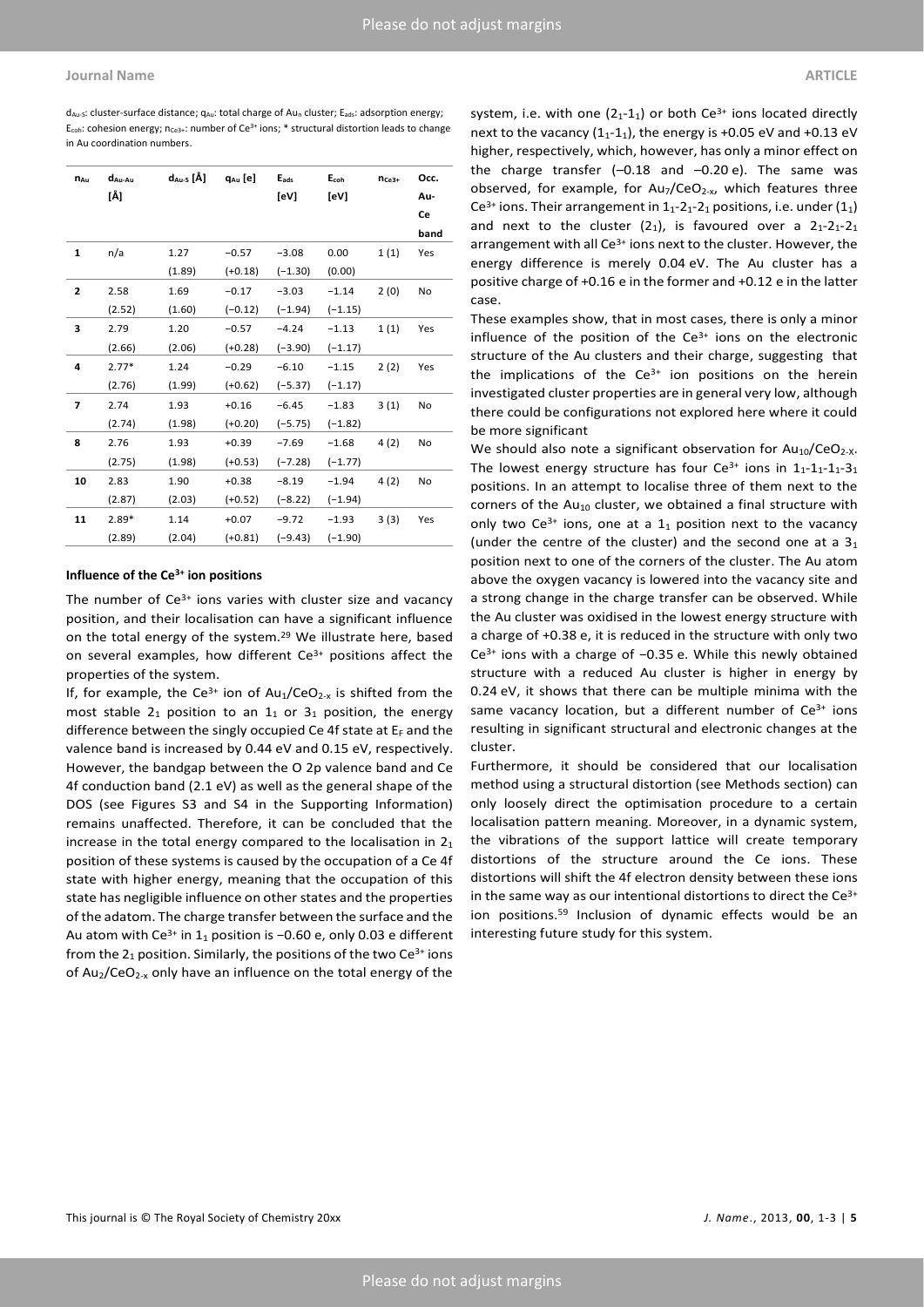$d_{Au-S}$: cluster-surface distance; $q_{Au}$: total charge of $Au_n$ cluster; $E_{ads}$: adsorption energy; $E_{coh}$: cohesion energy; $n_{Ce3+}$: number of $Ce^{3+}$ ions; * structural distortion leads to change in Au coordination numbers.

| $n_{Au}$ | $d_{Au-Au}$ [Å] | $d_{Au-S}$ [Å] | $q_{Au}$ [e] | $E_{ads}$ [eV] | $E_{coh}$ [eV] | $n_{Ce3+}$ | Occ. Au-Ce band |
|---|---|---|---|---|---|---|---|
| 1 | n/a | 1.27 | −0.57 | −3.08 | 0.00 | 1 (1) | Yes |
| | | (1.89) | (+0.18) | (−1.30) | (0.00) | | |
| 2 | 2.58 | 1.69 | −0.17 | −3.03 | −1.14 | 2 (0) | No |
| | (2.52) | (1.60) | (−0.12) | (−1.94) | (−1.15) | | |
| 3 | 2.79 | 1.20 | −0.57 | −4.24 | −1.13 | 1 (1) | Yes |
| | (2.66) | (2.06) | (+0.28) | (−3.90) | (−1.17) | | |
| 4 | 2.77* | 1.24 | −0.29 | −6.10 | −1.15 | 2 (2) | Yes |
| | (2.76) | (1.99) | (+0.62) | (−5.37) | (−1.17) | | |
| 7 | 2.74 | 1.93 | +0.16 | −6.45 | −1.83 | 3 (1) | No |
| | (2.74) | (1.98) | (+0.20) | (−5.75) | (−1.82) | | |
| 8 | 2.76 | 1.93 | +0.39 | −7.69 | −1.68 | 4 (2) | No |
| | (2.75) | (1.98) | (+0.53) | (−7.28) | (−1.77) | | |
| 10 | 2.83 | 1.90 | +0.38 | −8.19 | −1.94 | 4 (2) | No |
| | (2.87) | (2.03) | (+0.52) | (−8.22) | (−1.94) | | |
| 11 | 2.89* | 1.14 | +0.07 | −9.72 | −1.93 | 3 (3) | Yes |
| | (2.89) | (2.04) | (+0.81) | (−9.43) | (−1.90) | | |

#### Influence of the $Ce^{3+}$ ion positions

The number of $Ce^{3+}$ ions varies with cluster size and vacancy position, and their localisation can have a significant influence on the total energy of the system.[29] We illustrate here, based on several examples, how different $Ce^{3+}$ positions affect the properties of the system.

If, for example, the $Ce^{3+}$ ion of $Au_1/CeO_{2-x}$ is shifted from the most stable $2_1$ position to an $1_1$ or $3_1$ position, the energy difference between the singly occupied Ce 4f state at $E_F$ and the valence band is increased by 0.44 eV and 0.15 eV, respectively. However, the bandgap between the O 2p valence band and Ce 4f conduction band (2.1 eV) as well as the general shape of the DOS (see Figures S3 and S4 in the Supporting Information) remains unaffected. Therefore, it can be concluded that the increase in the total energy compared to the localisation in $2_1$ position of these systems is caused by the occupation of a Ce 4f state with higher energy, meaning that the occupation of this state has negligible influence on other states and the properties of the adatom. The charge transfer between the surface and the Au atom with $Ce^{3+}$ in $1_1$ position is −0.60 e, only 0.03 e different from the $2_1$ position. Similarly, the positions of the two $Ce^{3+}$ ions of $Au_2/CeO_{2-x}$ only have an influence on the total energy of the system, i.e. with one ($2_1$-$1_1$) or both $Ce^{3+}$ ions located directly next to the vacancy ($1_1$-$1_1$), the energy is +0.05 eV and +0.13 eV higher, respectively, which, however, has only a minor effect on the charge transfer (–0.18 and –0.20 e). The same was observed, for example, for $Au_7/CeO_{2-x}$, which features three $Ce^{3+}$ ions. Their arrangement in $1_1$-$2_1$-$2_1$ positions, i.e. under ($1_1$) and next to the cluster ($2_1$), is favoured over a $2_1$-$2_1$-$2_1$ arrangement with all $Ce^{3+}$ ions next to the cluster. However, the energy difference is merely 0.04 eV. The Au cluster has a positive charge of +0.16 e in the former and +0.12 e in the latter case.

These examples show, that in most cases, there is only a minor influence of the position of the $Ce^{3+}$ ions on the electronic structure of the Au clusters and their charge, suggesting that the implications of the $Ce^{3+}$ ion positions on the herein investigated cluster properties are in general very low, although there could be configurations not explored here where it could be more significant

We should also note a significant observation for $Au_{10}/CeO_{2-x}$. The lowest energy structure has four $Ce^{3+}$ ions in $1_1$-$1_1$-$1_1$-$3_1$ positions. In an attempt to localise three of them next to the corners of the $Au_{10}$ cluster, we obtained a final structure with only two $Ce^{3+}$ ions, one at a $1_1$ position next to the vacancy (under the centre of the cluster) and the second one at a $3_1$ position next to one of the corners of the cluster. The Au atom above the oxygen vacancy is lowered into the vacancy site and a strong change in the charge transfer can be observed. While the Au cluster was oxidised in the lowest energy structure with a charge of +0.38 e, it is reduced in the structure with only two $Ce^{3+}$ ions with a charge of −0.35 e. While this newly obtained structure with a reduced Au cluster is higher in energy by 0.24 eV, it shows that there can be multiple minima with the same vacancy location, but a different number of $Ce^{3+}$ ions resulting in significant structural and electronic changes at the cluster.

Furthermore, it should be considered that our localisation method using a structural distortion (see Methods section) can only loosely direct the optimisation procedure to a certain localisation pattern meaning. Moreover, in a dynamic system, the vibrations of the support lattice will create temporary distortions of the structure around the Ce ions. These distortions will shift the 4f electron density between these ions in the same way as our intentional distortions to direct the $Ce^{3+}$ ion positions.[59] Inclusion of dynamic effects would be an interesting future study for this system.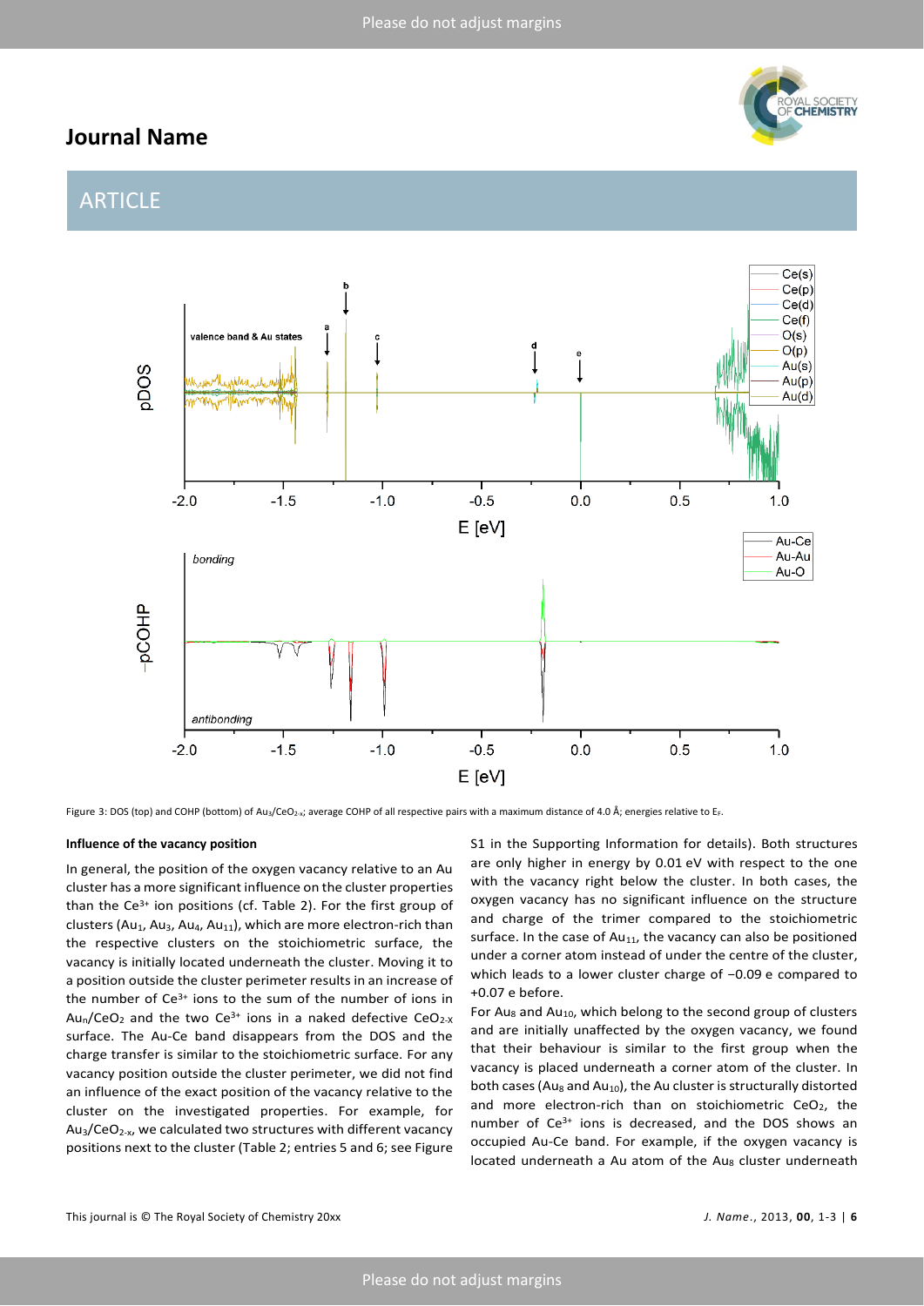pDOS

valence band & Au states

a b c d e

Ce(s)
Ce(p)
Ce(d)
Ce(f)
O(s)
O(p)
Au(s)
Au(p)
Au(d)

-2.0 -1.5 -1.0 -0.5 0.0 0.5 1.0

E [eV]

-pCOHP

bonding

antibonding

Au-Ce
Au-Au
Au-O

-2.0 -1.5 -1.0 -0.5 0.0 0.5 1.0

E [eV]

Figure 3: DOS (top) and COHP (bottom) of $Au_3/CeO_{2-x}$; average COHP of all respective pairs with a maximum distance of 4.0 Å; energies relative to $E_F$.

#### Influence of the vacancy position

In general, the position of the oxygen vacancy relative to an Au cluster has a more significant influence on the cluster properties than the $Ce^{3+}$ ion positions (cf. Table 2). For the first group of clusters ($Au_1$, $Au_3$, $Au_4$, $Au_{11}$), which are more electron-rich than the respective clusters on the stoichiometric surface, the vacancy is initially located underneath the cluster. Moving it to a position outside the cluster perimeter results in an increase of the number of $Ce^{3+}$ ions to the sum of the number of ions in $Au_n/CeO_2$ and the two $Ce^{3+}$ ions in a naked defective $CeO_{2-x}$ surface. The Au-Ce band disappears from the DOS and the charge transfer is similar to the stoichiometric surface. For any vacancy position outside the cluster perimeter, we did not find an influence of the exact position of the vacancy relative to the cluster on the investigated properties. For example, for $Au_3/CeO_{2-x}$, we calculated two structures with different vacancy positions next to the cluster (Table 2; entries 5 and 6; see Figure S1 in the Supporting Information for details). Both structures are only higher in energy by 0.01 eV with respect to the one with the vacancy right below the cluster. In both cases, the oxygen vacancy has no significant influence on the structure and charge of the trimer compared to the stoichiometric surface. In the case of $Au_{11}$, the vacancy can also be positioned under a corner atom instead of under the centre of the cluster, which leads to a lower cluster charge of −0.09 e compared to +0.07 e before.

For $Au_8$ and $Au_{10}$, which belong to the second group of clusters and are initially unaffected by the oxygen vacancy, we found that their behaviour is similar to the first group when the vacancy is placed underneath a corner atom of the cluster. In both cases ($Au_8$ and $Au_{10}$), the Au cluster is structurally distorted and more electron-rich than on stoichiometric $CeO_2$, the number of $Ce^{3+}$ ions is decreased, and the DOS shows an occupied Au-Ce band. For example, if the oxygen vacancy is located underneath a Au atom of the $Au_8$ cluster underneath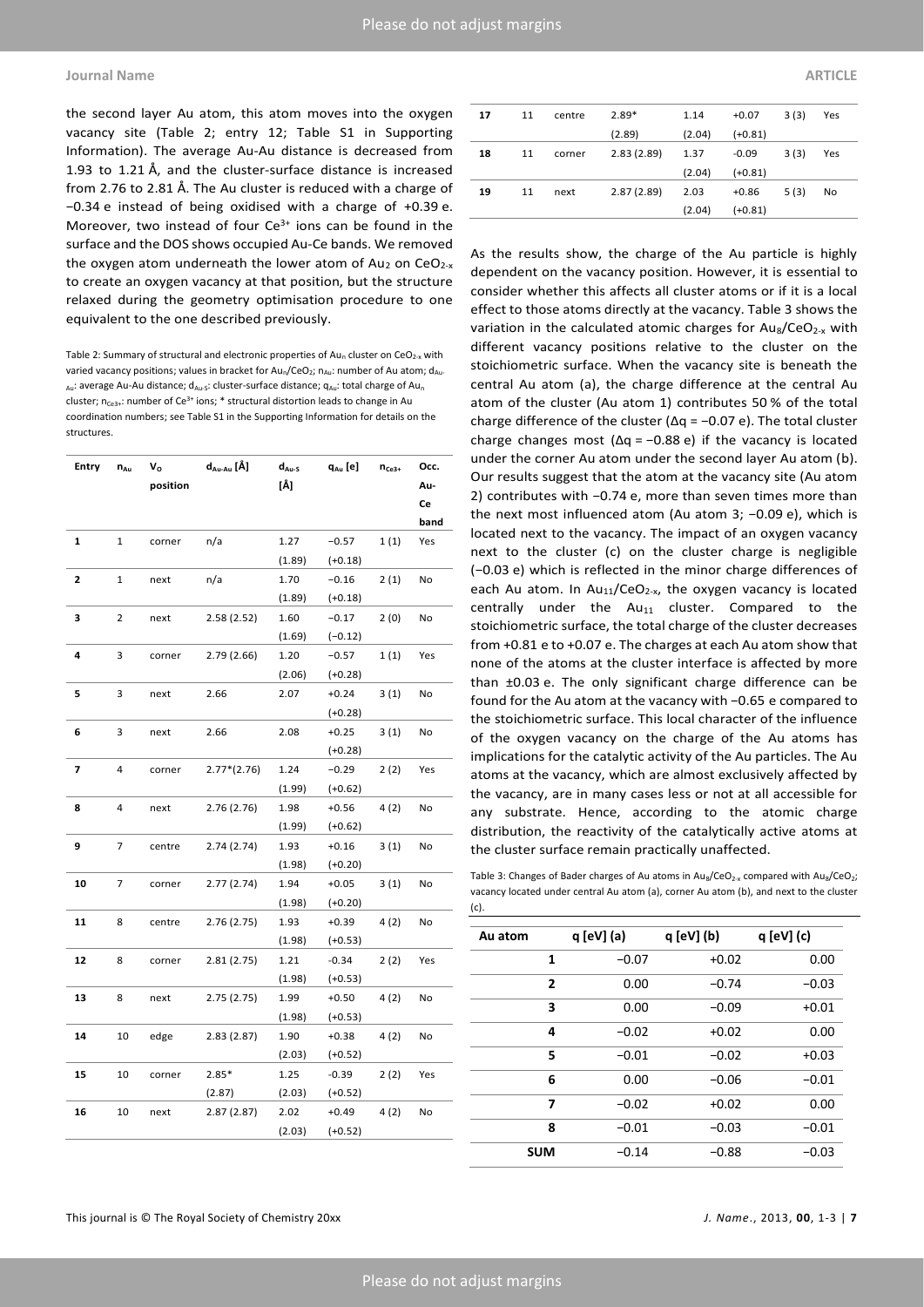the second layer Au atom, this atom moves into the oxygen vacancy site (Table 2; entry 12; Table S1 in Supporting Information). The average Au-Au distance is decreased from 1.93 to 1.21 Å, and the cluster-surface distance is increased from 2.76 to 2.81 Å. The Au cluster is reduced with a charge of −0.34 e instead of being oxidised with a charge of +0.39 e. Moreover, two instead of four $Ce^{3+}$ ions can be found in the surface and the DOS shows occupied Au-Ce bands. We removed the oxygen atom underneath the lower atom of $Au_2$ on $CeO_{2-x}$ to create an oxygen vacancy at that position, but the structure relaxed during the geometry optimisation procedure to one equivalent to the one described previously.

Table 2: Summary of structural and electronic properties of $Au_n$ cluster on $CeO_{2-x}$ with varied vacancy positions; values in bracket for $Au_n/CeO_2$; $n_{Au}$: number of Au atom; $d_{Au-Au}$: average Au-Au distance; $d_{Au-S}$: cluster-surface distance; $q_{Au}$: total charge of $Au_n$ cluster; $n_{Ce3+}$: number of $Ce^{3+}$ ions; * structural distortion leads to change in Au coordination numbers; see Table S1 in the Supporting Information for details on the structures.

| Entry | $n_{Au}$ | $V_O$ position | $d_{Au-Au}$ [Å] | $d_{Au-S}$ [Å] | $q_{Au}$ [e] | $n_{Ce3+}$ | Occ. Au-Ce band |
|---|---|---|---|---|---|---|---|
| 1 | 1 | corner | n/a | 1.27 (1.89) | −0.57 (+0.18) | 1 (1) | Yes |
| 2 | 1 | next | n/a | 1.70 (1.89) | −0.16 (+0.18) | 2 (1) | No |
| 3 | 2 | next | 2.58 (2.52) | 1.60 (1.69) | −0.17 (−0.12) | 2 (0) | No |
| 4 | 3 | corner | 2.79 (2.66) | 1.20 (2.06) | −0.57 (+0.28) | 1 (1) | Yes |
| 5 | 3 | next | 2.66 | 2.07 | +0.24 (+0.28) | 3 (1) | No |
| 6 | 3 | next | 2.66 | 2.08 | +0.25 (+0.28) | 3 (1) | No |
| 7 | 4 | corner | 2.77*(2.76) | 1.24 (1.99) | −0.29 (+0.62) | 2 (2) | Yes |
| 8 | 4 | next | 2.76 (2.76) | 1.98 (1.99) | +0.56 (+0.62) | 4 (2) | No |
| 9 | 7 | centre | 2.74 (2.74) | 1.93 (1.98) | +0.16 (+0.20) | 3 (1) | No |
| 10 | 7 | corner | 2.77 (2.74) | 1.94 (1.98) | +0.05 (+0.20) | 3 (1) | No |
| 11 | 8 | centre | 2.76 (2.75) | 1.93 (1.98) | +0.39 (+0.53) | 4 (2) | No |
| 12 | 8 | corner | 2.81 (2.75) | 1.21 (1.98) | -0.34 (+0.53) | 2 (2) | Yes |
| 13 | 8 | next | 2.75 (2.75) | 1.99 (1.98) | +0.50 (+0.53) | 4 (2) | No |
| 14 | 10 | edge | 2.83 (2.87) | 1.90 (2.03) | +0.38 (+0.52) | 4 (2) | No |
| 15 | 10 | corner | 2.85* (2.87) | 1.25 (2.03) | -0.39 (+0.52) | 2 (2) | Yes |
| 16 | 10 | next | 2.87 (2.87) | 2.02 (2.03) | +0.49 (+0.52) | 4 (2) | No |
| 17 | 11 | centre | 2.89* (2.89) | 1.14 (2.04) | +0.07 (+0.81) | 3 (3) | Yes |
| 18 | 11 | corner | 2.83 (2.89) | 1.37 (2.04) | -0.09 (+0.81) | 3 (3) | Yes |
| 19 | 11 | next | 2.87 (2.89) | 2.03 (2.04) | +0.86 (+0.81) | 5 (3) | No |

As the results show, the charge of the Au particle is highly dependent on the vacancy position. However, it is essential to consider whether this affects all cluster atoms or if it is a local effect to those atoms directly at the vacancy. Table 3 shows the variation in the calculated atomic charges for $Au_8/CeO_{2-x}$ with different vacancy positions relative to the cluster on the stoichiometric surface. When the vacancy site is beneath the central Au atom (a), the charge difference at the central Au atom of the cluster (Au atom 1) contributes 50 % of the total charge difference of the cluster (Δq = −0.07 e). The total cluster charge changes most (Δq = −0.88 e) if the vacancy is located under the corner Au atom under the second layer Au atom (b). Our results suggest that the atom at the vacancy site (Au atom 2) contributes with −0.74 e, more than seven times more than the next most influenced atom (Au atom 3; −0.09 e), which is located next to the vacancy. The impact of an oxygen vacancy next to the cluster (c) on the cluster charge is negligible (−0.03 e) which is reflected in the minor charge differences of each Au atom. In $Au_{11}/CeO_{2-x}$, the oxygen vacancy is located centrally under the $Au_{11}$ cluster. Compared to the stoichiometric surface, the total charge of the cluster decreases from +0.81 e to +0.07 e. The charges at each Au atom show that none of the atoms at the cluster interface is affected by more than ±0.03 e. The only significant charge difference can be found for the Au atom at the vacancy with −0.65 e compared to the stoichiometric surface. This local character of the influence of the oxygen vacancy on the charge of the Au atoms has implications for the catalytic activity of the Au particles. The Au atoms at the vacancy, which are almost exclusively affected by the vacancy, are in many cases less or not at all accessible for any substrate. Hence, according to the atomic charge distribution, the reactivity of the catalytically active atoms at the cluster surface remain practically unaffected.

Table 3: Changes of Bader charges of Au atoms in $Au_8/CeO_{2-x}$ compared with $Au_8/CeO_2$; vacancy located under central Au atom (a), corner Au atom (b), and next to the cluster (c).

| Au atom | q [eV] (a) | q [eV] (b) | q [eV] (c) |
|---|---|---|---|
| 1 | −0.07 | +0.02 | 0.00 |
| 2 | 0.00 | −0.74 | −0.03 |
| 3 | 0.00 | −0.09 | +0.01 |
| 4 | −0.02 | +0.02 | 0.00 |
| 5 | −0.01 | −0.02 | +0.03 |
| 6 | 0.00 | −0.06 | −0.01 |
| 7 | −0.02 | +0.02 | 0.00 |
| 8 | −0.01 | −0.03 | −0.01 |
| SUM | −0.14 | −0.88 | −0.03 |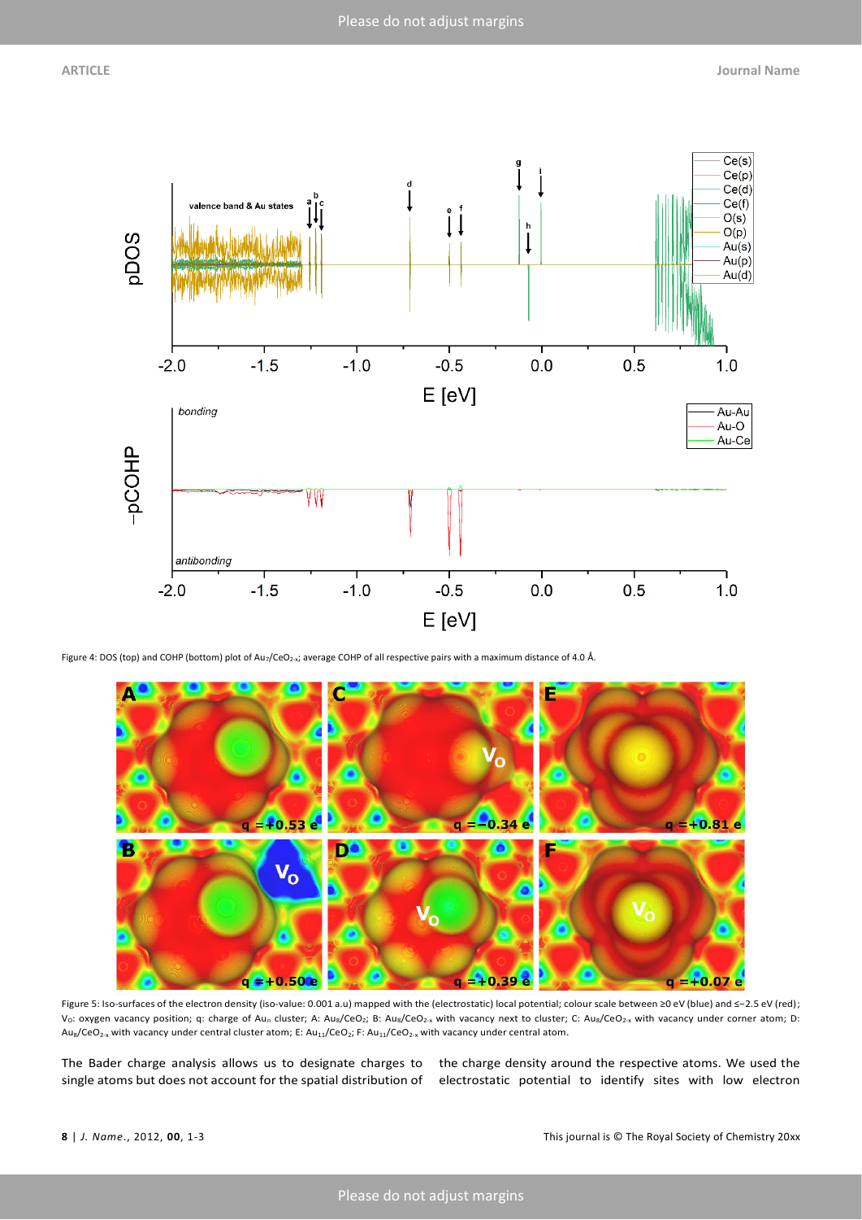pDOS

valence band & Au states

a b c d e f g h i

Ce(s)
Ce(p)
Ce(d)
Ce(f)
O(s)
O(p)
Au(s)
Au(p)
Au(d)

-2.0 -1.5 -1.0 -0.5 0.0 0.5 1.0

E [eV]

−pCOHP

bonding

antibonding

Au-Au
Au-O
Au-Ce

-2.0 -1.5 -1.0 -0.5 0.0 0.5 1.0

E [eV]

Figure 4: DOS (top) and COHP (bottom) plot of $Au_7/CeO_{2-x}$; average COHP of all respective pairs with a maximum distance of 4.0 Å.

A q =+0.53 e

C $V_O$ q =−0.34 e

E q =+0.81 e

B $V_O$ q =+0.50 e

D $V_O$ q =+0.39 e

F $V_O$ q =+0.07 e

Figure 5: Iso-surfaces of the electron density (iso-value: 0.001 a.u) mapped with the (electrostatic) local potential; colour scale between ≥0 eV (blue) and ≤−2.5 eV (red); $V_O$: oxygen vacancy position; q: charge of $Au_n$ cluster; A: $Au_8/CeO_2$; B: $Au_8/CeO_{2-x}$ with vacancy next to cluster; C: $Au_8/CeO_{2-x}$ with vacancy under corner atom; D: $Au_8/CeO_{2-x}$ with vacancy under central cluster atom; E: $Au_{11}/CeO_2$; F: $Au_{11}/CeO_{2-x}$ with vacancy under central atom.

The Bader charge analysis allows us to designate charges to single atoms but does not account for the spatial distribution of the charge density around the respective atoms. We used the electrostatic potential to identify sites with low electron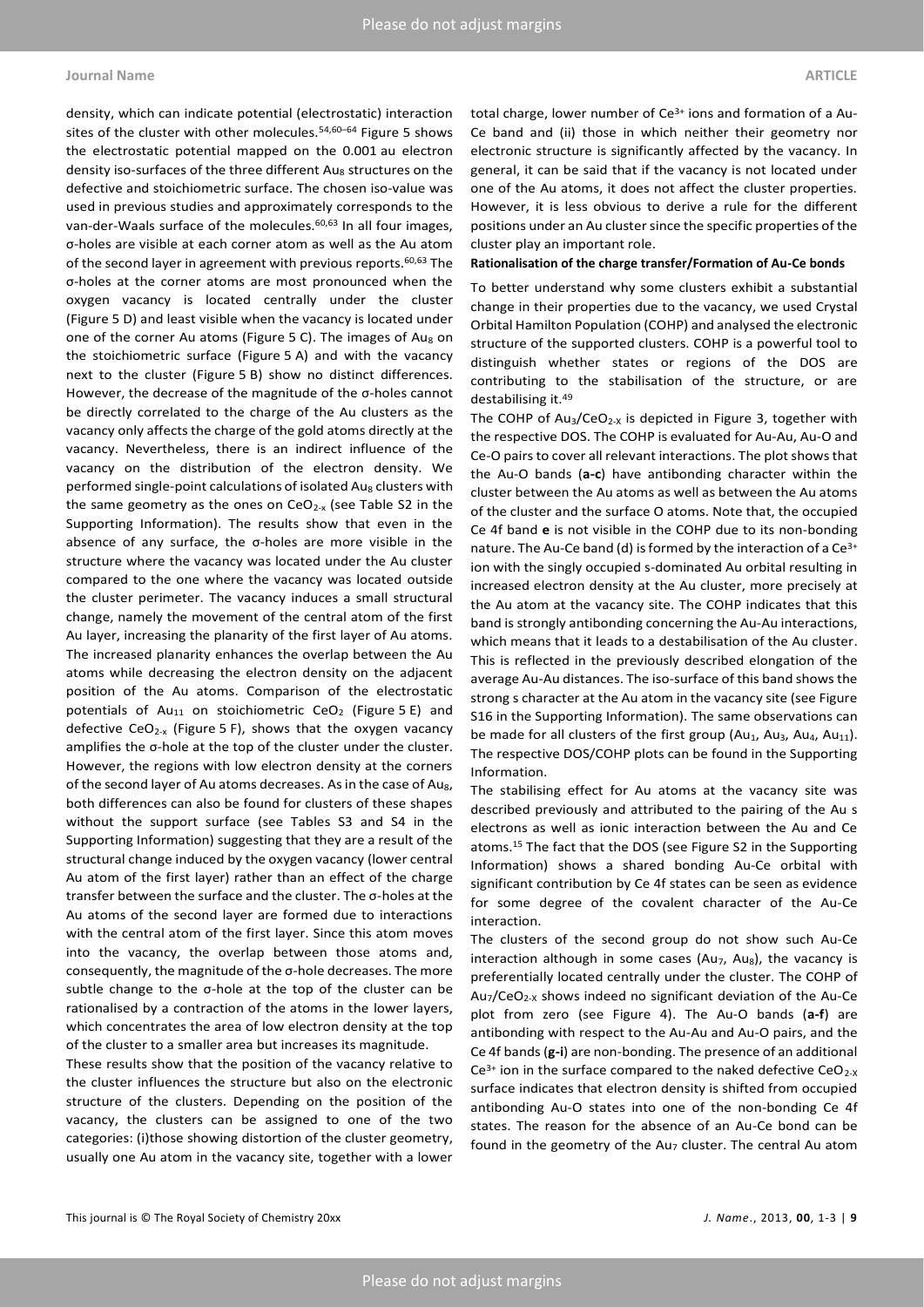density, which can indicate potential (electrostatic) interaction sites of the cluster with other molecules.[54,60–64] Figure 5 shows the electrostatic potential mapped on the 0.001 au electron density iso-surfaces of the three different $Au_8$ structures on the defective and stoichiometric surface. The chosen iso-value was used in previous studies and approximately corresponds to the van-der-Waals surface of the molecules.[60,63] In all four images, σ-holes are visible at each corner atom as well as the Au atom of the second layer in agreement with previous reports.[60,63] The σ-holes at the corner atoms are most pronounced when the oxygen vacancy is located centrally under the cluster (Figure 5 D) and least visible when the vacancy is located under one of the corner Au atoms (Figure 5 C). The images of $Au_8$ on the stoichiometric surface (Figure 5 A) and with the vacancy next to the cluster (Figure 5 B) show no distinct differences. However, the decrease of the magnitude of the σ-holes cannot be directly correlated to the charge of the Au clusters as the vacancy only affects the charge of the gold atoms directly at the vacancy. Nevertheless, there is an indirect influence of the vacancy on the distribution of the electron density. We performed single-point calculations of isolated $Au_8$ clusters with the same geometry as the ones on $CeO_{2-x}$ (see Table S2 in the Supporting Information). The results show that even in the absence of any surface, the σ-holes are more visible in the structure where the vacancy was located under the Au cluster compared to the one where the vacancy was located outside the cluster perimeter. The vacancy induces a small structural change, namely the movement of the central atom of the first Au layer, increasing the planarity of the first layer of Au atoms. The increased planarity enhances the overlap between the Au atoms while decreasing the electron density on the adjacent position of the Au atoms. Comparison of the electrostatic potentials of $Au_{11}$ on stoichiometric $CeO_2$ (Figure 5 E) and defective $CeO_{2-x}$ (Figure 5 F), shows that the oxygen vacancy amplifies the σ-hole at the top of the cluster under the cluster. However, the regions with low electron density at the corners of the second layer of Au atoms decreases. As in the case of $Au_8$, both differences can also be found for clusters of these shapes without the support surface (see Tables S3 and S4 in the Supporting Information) suggesting that they are a result of the structural change induced by the oxygen vacancy (lower central Au atom of the first layer) rather than an effect of the charge transfer between the surface and the cluster. The σ-holes at the Au atoms of the second layer are formed due to interactions with the central atom of the first layer. Since this atom moves into the vacancy, the overlap between those atoms and, consequently, the magnitude of the σ-hole decreases. The more subtle change to the σ-hole at the top of the cluster can be rationalised by a contraction of the atoms in the lower layers, which concentrates the area of low electron density at the top of the cluster to a smaller area but increases its magnitude.

These results show that the position of the vacancy relative to the cluster influences the structure but also on the electronic structure of the clusters. Depending on the position of the vacancy, the clusters can be assigned to one of the two categories: (i)those showing distortion of the cluster geometry, usually one Au atom in the vacancy site, together with a lower total charge, lower number of $Ce^{3+}$ ions and formation of a Au-Ce band and (ii) those in which neither their geometry nor electronic structure is significantly affected by the vacancy. In general, it can be said that if the vacancy is not located under one of the Au atoms, it does not affect the cluster properties. However, it is less obvious to derive a rule for the different positions under an Au cluster since the specific properties of the cluster play an important role.

**Rationalisation of the charge transfer/Formation of Au-Ce bonds**

To better understand why some clusters exhibit a substantial change in their properties due to the vacancy, we used Crystal Orbital Hamilton Population (COHP) and analysed the electronic structure of the supported clusters. COHP is a powerful tool to distinguish whether states or regions of the DOS are contributing to the stabilisation of the structure, or are destabilising it.[49]

The COHP of $Au_3/CeO_{2-X}$ is depicted in Figure 3, together with the respective DOS. The COHP is evaluated for Au-Au, Au-O and Ce-O pairs to cover all relevant interactions. The plot shows that the Au-O bands (**a-c**) have antibonding character within the cluster between the Au atoms as well as between the Au atoms of the cluster and the surface O atoms. Note that, the occupied Ce 4f band **e** is not visible in the COHP due to its non-bonding nature. The Au-Ce band (d) is formed by the interaction of a $Ce^{3+}$ ion with the singly occupied s-dominated Au orbital resulting in increased electron density at the Au cluster, more precisely at the Au atom at the vacancy site. The COHP indicates that this band is strongly antibonding concerning the Au-Au interactions, which means that it leads to a destabilisation of the Au cluster. This is reflected in the previously described elongation of the average Au-Au distances. The iso-surface of this band shows the strong s character at the Au atom in the vacancy site (see Figure S16 in the Supporting Information). The same observations can be made for all clusters of the first group ($Au_1$, $Au_3$, $Au_4$, $Au_{11}$). The respective DOS/COHP plots can be found in the Supporting Information.

The stabilising effect for Au atoms at the vacancy site was described previously and attributed to the pairing of the Au s electrons as well as ionic interaction between the Au and Ce atoms.[15] The fact that the DOS (see Figure S2 in the Supporting Information) shows a shared bonding Au-Ce orbital with significant contribution by Ce 4f states can be seen as evidence for some degree of the covalent character of the Au-Ce interaction.

The clusters of the second group do not show such Au-Ce interaction although in some cases ($Au_7$, $Au_8$), the vacancy is preferentially located centrally under the cluster. The COHP of $Au_7/CeO_{2-X}$ shows indeed no significant deviation of the Au-Ce plot from zero (see Figure 4). The Au-O bands (**a-f**) are antibonding with respect to the Au-Au and Au-O pairs, and the Ce 4f bands (**g-i**) are non-bonding. The presence of an additional $Ce^{3+}$ ion in the surface compared to the naked defective $CeO_{2-X}$ surface indicates that electron density is shifted from occupied antibonding Au-O states into one of the non-bonding Ce 4f states. The reason for the absence of an Au-Ce bond can be found in the geometry of the $Au_7$ cluster. The central Au atom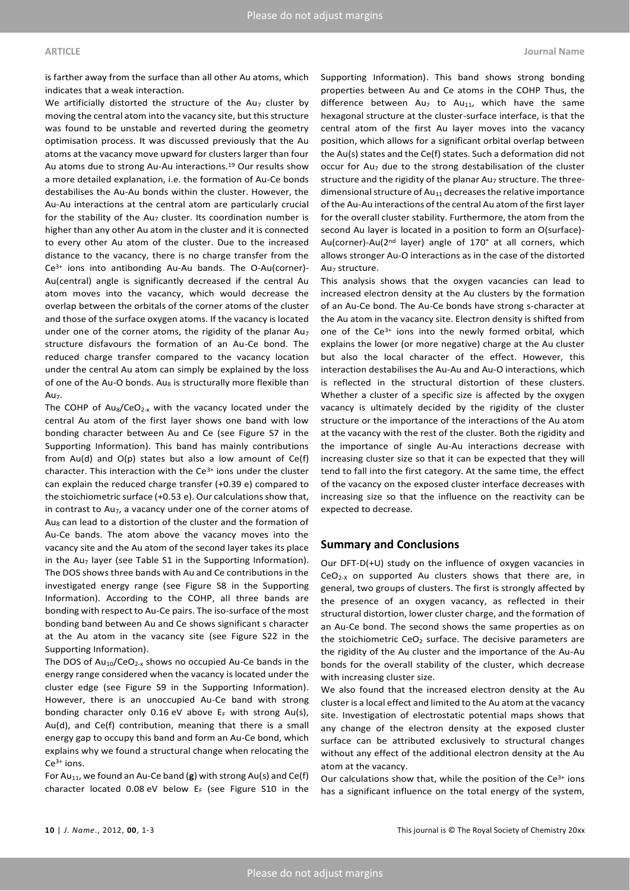is farther away from the surface than all other Au atoms, which indicates that a weak interaction.

We artificially distorted the structure of the $Au_7$ cluster by moving the central atom into the vacancy site, but this structure was found to be unstable and reverted during the geometry optimisation process. It was discussed previously that the Au atoms at the vacancy move upward for clusters larger than four Au atoms due to strong Au-Au interactions.[19] Our results show a more detailed explanation, i.e. the formation of Au-Ce bonds destabilises the Au-Au bonds within the cluster. However, the Au-Au interactions at the central atom are particularly crucial for the stability of the $Au_7$ cluster. Its coordination number is higher than any other Au atom in the cluster and it is connected to every other Au atom of the cluster. Due to the increased distance to the vacancy, there is no charge transfer from the $Ce^{3+}$ ions into antibonding Au-Au bands. The O-Au(corner)-Au(central) angle is significantly decreased if the central Au atom moves into the vacancy, which would decrease the overlap between the orbitals of the corner atoms of the cluster and those of the surface oxygen atoms. If the vacancy is located under one of the corner atoms, the rigidity of the planar $Au_7$ structure disfavours the formation of an Au-Ce bond. The reduced charge transfer compared to the vacancy location under the central Au atom can simply be explained by the loss of one of the Au-O bonds. $Au_8$ is structurally more flexible than $Au_7$.

The COHP of $Au_8/CeO_{2-x}$ with the vacancy located under the central Au atom of the first layer shows one band with low bonding character between Au and Ce (see Figure S7 in the Supporting Information). This band has mainly contributions from Au(d) and O(p) states but also a low amount of Ce(f) character. This interaction with the $Ce^{3+}$ ions under the cluster can explain the reduced charge transfer (+0.39 e) compared to the stoichiometric surface (+0.53 e). Our calculations show that, in contrast to $Au_7$, a vacancy under one of the corner atoms of $Au_8$ can lead to a distortion of the cluster and the formation of Au-Ce bands. The atom above the vacancy moves into the vacancy site and the Au atom of the second layer takes its place in the $Au_7$ layer (see Table S1 in the Supporting Information). The DOS shows three bands with Au and Ce contributions in the investigated energy range (see Figure S8 in the Supporting Information). According to the COHP, all three bands are bonding with respect to Au-Ce pairs. The iso-surface of the most bonding band between Au and Ce shows significant s character at the Au atom in the vacancy site (see Figure S22 in the Supporting Information).

The DOS of $Au_{10}/CeO_{2-x}$ shows no occupied Au-Ce bands in the energy range considered when the vacancy is located under the cluster edge (see Figure S9 in the Supporting Information). However, there is an unoccupied Au-Ce band with strong bonding character only 0.16 eV above $E_F$ with strong Au(s), Au(d), and Ce(f) contribution, meaning that there is a small energy gap to occupy this band and form an Au-Ce bond, which explains why we found a structural change when relocating the $Ce^{3+}$ ions.

For $Au_{11}$, we found an Au-Ce band (**g**) with strong Au(s) and Ce(f) character located 0.08 eV below $E_F$ (see Figure S10 in the Supporting Information). This band shows strong bonding properties between Au and Ce atoms in the COHP Thus, the difference between $Au_7$ to $Au_{11}$, which have the same hexagonal structure at the cluster-surface interface, is that the central atom of the first Au layer moves into the vacancy position, which allows for a significant orbital overlap between the Au(s) states and the Ce(f) states. Such a deformation did not occur for $Au_7$ due to the strong destabilisation of the cluster structure and the rigidity of the planar $Au_7$ structure. The three-dimensional structure of $Au_{11}$ decreases the relative importance of the Au-Au interactions of the central Au atom of the first layer for the overall cluster stability. Furthermore, the atom from the second Au layer is located in a position to form an O(surface)-Au(corner)-Au(2nd layer) angle of 170° at all corners, which allows stronger Au-O interactions as in the case of the distorted $Au_7$ structure.

This analysis shows that the oxygen vacancies can lead to increased electron density at the Au clusters by the formation of an Au-Ce bond. The Au-Ce bonds have strong s-character at the Au atom in the vacancy site. Electron density is shifted from one of the $Ce^{3+}$ ions into the newly formed orbital, which explains the lower (or more negative) charge at the Au cluster but also the local character of the effect. However, this interaction destabilises the Au-Au and Au-O interactions, which is reflected in the structural distortion of these clusters. Whether a cluster of a specific size is affected by the oxygen vacancy is ultimately decided by the rigidity of the cluster structure or the importance of the interactions of the Au atom at the vacancy with the rest of the cluster. Both the rigidity and the importance of single Au-Au interactions decrease with increasing cluster size so that it can be expected that they will tend to fall into the first category. At the same time, the effect of the vacancy on the exposed cluster interface decreases with increasing size so that the influence on the reactivity can be expected to decrease.

## Summary and Conclusions

Our DFT-D(+U) study on the influence of oxygen vacancies in $CeO_{2-x}$ on supported Au clusters shows that there are, in general, two groups of clusters. The first is strongly affected by the presence of an oxygen vacancy, as reflected in their structural distortion, lower cluster charge, and the formation of an Au-Ce bond. The second shows the same properties as on the stoichiometric $CeO_2$ surface. The decisive parameters are the rigidity of the Au cluster and the importance of the Au-Au bonds for the overall stability of the cluster, which decrease with increasing cluster size.

We also found that the increased electron density at the Au cluster is a local effect and limited to the Au atom at the vacancy site. Investigation of electrostatic potential maps shows that any change of the electron density at the exposed cluster surface can be attributed exclusively to structural changes without any effect of the additional electron density at the Au atom at the vacancy.

Our calculations show that, while the position of the $Ce^{3+}$ ions has a significant influence on the total energy of the system,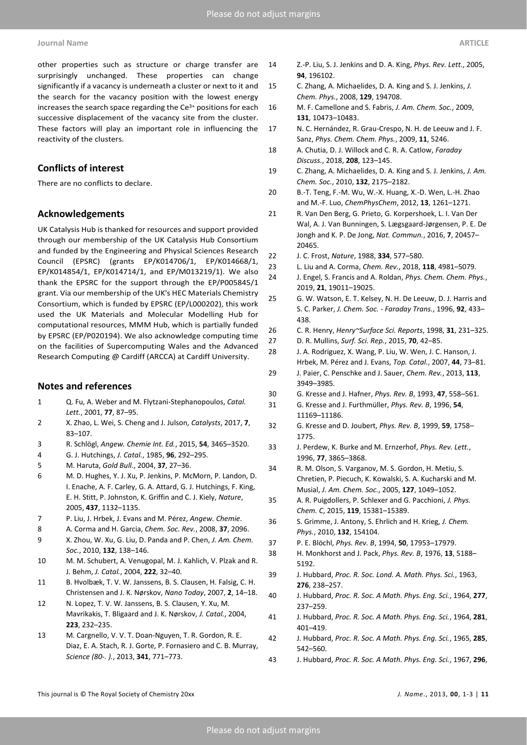other properties such as structure or charge transfer are surprisingly unchanged. These properties can change significantly if a vacancy is underneath a cluster or next to it and the search for the vacancy position with the lowest energy increases the search space regarding the $Ce^{3+}$ positions for each successive displacement of the vacancy site from the cluster. These factors will play an important role in influencing the reactivity of the clusters.

## Conflicts of interest

There are no conflicts to declare.

## Acknowledgements

UK Catalysis Hub is thanked for resources and support provided through our membership of the UK Catalysis Hub Consortium and funded by the Engineering and Physical Sciences Research Council (EPSRC) (grants EP/K014706/1, EP/K014668/1, EP/K014854/1, EP/K014714/1, and EP/M013219/1). We also thank the EPSRC for the support through the EP/P005845/1 grant. Via our membership of the UK's HEC Materials Chemistry Consortium, which is funded by EPSRC (EP/L000202), this work used the UK Materials and Molecular Modelling Hub for computational resources, MMM Hub, which is partially funded by EPSRC (EP/P020194). We also acknowledge computing time on the facilities of Supercomputing Wales and the Advanced Research Computing @ Cardiff (ARCCA) at Cardiff University.

## Notes and references

1. Q. Fu, A. Weber and M. Flytzani-Stephanopoulos, *Catal. Lett.*, 2001, **77**, 87–95.
2. X. Zhao, L. Wei, S. Cheng and J. Julson, *Catalysts*, 2017, **7**, 83–107.
3. R. Schlögl, *Angew. Chemie Int. Ed.*, 2015, **54**, 3465–3520.
4. G. J. Hutchings, *J. Catal.*, 1985, **96**, 292–295.
5. M. Haruta, *Gold Bull.*, 2004, **37**, 27–36.
6. M. D. Hughes, Y. J. Xu, P. Jenkins, P. McMorn, P. Landon, D. I. Enache, A. F. Carley, G. A. Attard, G. J. Hutchings, F. King, E. H. Stitt, P. Johnston, K. Griffin and C. J. Kiely, *Nature*, 2005, **437**, 1132–1135.
7. P. Liu, J. Hrbek, J. Evans and M. Pérez, *Angew. Chemie*.
8. A. Corma and H. Garcia, *Chem. Soc. Rev.*, 2008, **37**, 2096.
9. X. Zhou, W. Xu, G. Liu, D. Panda and P. Chen, *J. Am. Chem. Soc.*, 2010, **132**, 138–146.
10. M. M. Schubert, A. Venugopal, M. J. Kahlich, V. Plzak and R. J. Behm, *J. Catal.*, 2004, **222**, 32–40.
11. B. Hvolbæk, T. V. W. Janssens, B. S. Clausen, H. Falsig, C. H. Christensen and J. K. Nørskov, *Nano Today*, 2007, **2**, 14–18.
12. N. Lopez, T. V. W. Janssens, B. S. Clausen, Y. Xu, M. Mavrikakis, T. Bligaard and J. K. Nørskov, *J. Catal.*, 2004, **223**, 232–235.
13. M. Cargnello, V. V. T. Doan-Nguyen, T. R. Gordon, R. E. Diaz, E. A. Stach, R. J. Gorte, P. Fornasiero and C. B. Murray, *Science (80-. ).*, 2013, **341**, 771–773.
14. Z.-P. Liu, S. J. Jenkins and D. A. King, *Phys. Rev. Lett.*, 2005, **94**, 196102.
15. C. Zhang, A. Michaelides, D. A. King and S. J. Jenkins, *J. Chem. Phys.*, 2008, **129**, 194708.
16. M. F. Camellone and S. Fabris, *J. Am. Chem. Soc.*, 2009, **131**, 10473–10483.
17. N. C. Hernández, R. Grau-Crespo, N. H. de Leeuw and J. F. Sanz, *Phys. Chem. Chem. Phys.*, 2009, **11**, 5246.
18. A. Chutia, D. J. Willock and C. R. A. Catlow, *Faraday Discuss.*, 2018, **208**, 123–145.
19. C. Zhang, A. Michaelides, D. A. King and S. J. Jenkins, *J. Am. Chem. Soc.*, 2010, **132**, 2175–2182.
20. B.-T. Teng, F.-M. Wu, W.-X. Huang, X.-D. Wen, L.-H. Zhao and M.-F. Luo, *ChemPhysChem*, 2012, **13**, 1261–1271.
21. R. Van Den Berg, G. Prieto, G. Korpershoek, L. I. Van Der Wal, A. J. Van Bunningen, S. Lægsgaard-Jørgensen, P. E. De Jongh and K. P. De Jong, *Nat. Commun.*, 2016, **7**, 20457–20465.
22. J. C. Frost, *Nature*, 1988, **334**, 577–580.
23. L. Liu and A. Corma, *Chem. Rev.*, 2018, **118**, 4981–5079.
24. J. Engel, S. Francis and A. Roldan, *Phys. Chem. Chem. Phys.*, 2019, **21**, 19011–19025.
25. G. W. Watson, E. T. Kelsey, N. H. De Leeuw, D. J. Harris and S. C. Parker, *J. Chem. Soc. - Faraday Trans.*, 1996, **92**, 433–438.
26. C. R. Henry, *Henry~Surface Sci. Reports*, 1998, **31**, 231–325.
27. D. R. Mullins, *Surf. Sci. Rep.*, 2015, **70**, 42–85.
28. J. A. Rodriguez, X. Wang, P. Liu, W. Wen, J. C. Hanson, J. Hrbek, M. Pérez and J. Evans, *Top. Catal.*, 2007, **44**, 73–81.
29. J. Paier, C. Penschke and J. Sauer, *Chem. Rev.*, 2013, **113**, 3949–3985.
30. G. Kresse and J. Hafner, *Phys. Rev. B*, 1993, **47**, 558–561.
31. G. Kresse and J. Furthmüller, *Phys. Rev. B*, 1996, **54**, 11169–11186.
32. G. Kresse and D. Joubert, *Phys. Rev. B*, 1999, **59**, 1758–1775.
33. J. Perdew, K. Burke and M. Ernzerhof, *Phys. Rev. Lett.*, 1996, **77**, 3865–3868.
34. R. M. Olson, S. Varganov, M. S. Gordon, H. Metiu, S. Chretien, P. Piecuch, K. Kowalski, S. A. Kucharski and M. Musial, *J. Am. Chem. Soc.*, 2005, **127**, 1049–1052.
35. A. R. Puigdollers, P. Schlexer and G. Pacchioni, *J. Phys. Chem. C*, 2015, **119**, 15381–15389.
36. S. Grimme, J. Antony, S. Ehrlich and H. Krieg, *J. Chem. Phys.*, 2010, **132**, 154104.
37. P. E. Blöchl, *Phys. Rev. B*, 1994, **50**, 17953–17979.
38. H. Monkhorst and J. Pack, *Phys. Rev. B*, 1976, **13**, 5188–5192.
39. J. Hubbard, *Proc. R. Soc. Lond. A. Math. Phys. Sci.*, 1963, **276**, 238–257.
40. J. Hubbard, *Proc. R. Soc. A Math. Phys. Eng. Sci.*, 1964, **277**, 237–259.
41. J. Hubbard, *Proc. R. Soc. A Math. Phys. Eng. Sci.*, 1964, **281**, 401–419.
42. J. Hubbard, *Proc. R. Soc. A Math. Phys. Eng. Sci.*, 1965, **285**, 542–560.
43. J. Hubbard, *Proc. R. Soc. A Math. Phys. Eng. Sci.*, 1967, **296**,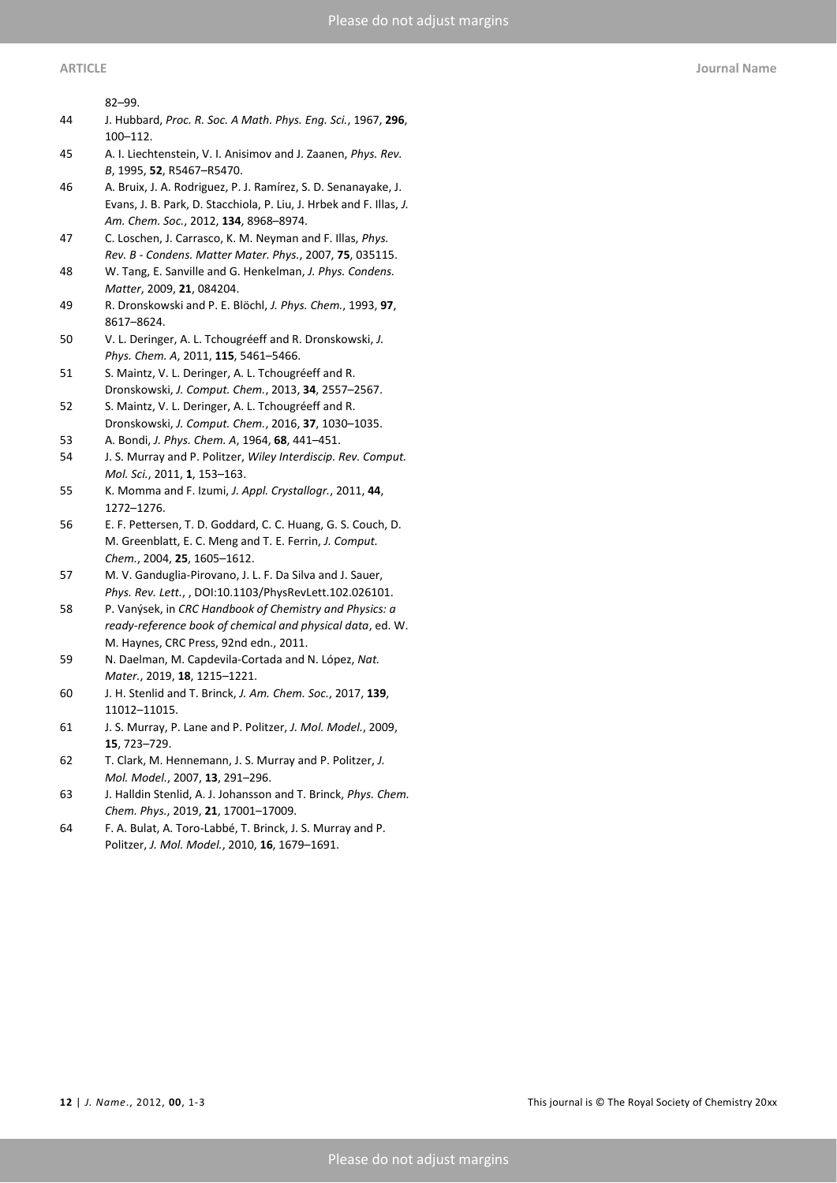82–99.

44 J. Hubbard, *Proc. R. Soc. A Math. Phys. Eng. Sci.*, 1967, **296**, 100–112.

45 A. I. Liechtenstein, V. I. Anisimov and J. Zaanen, *Phys. Rev. B*, 1995, **52**, R5467–R5470.

46 A. Bruix, J. A. Rodriguez, P. J. Ramírez, S. D. Senanayake, J. Evans, J. B. Park, D. Stacchiola, P. Liu, J. Hrbek and F. Illas, *J. Am. Chem. Soc.*, 2012, **134**, 8968–8974.

47 C. Loschen, J. Carrasco, K. M. Neyman and F. Illas, *Phys. Rev. B - Condens. Matter Mater. Phys.*, 2007, **75**, 035115.

48 W. Tang, E. Sanville and G. Henkelman, *J. Phys. Condens. Matter*, 2009, **21**, 084204.

49 R. Dronskowski and P. E. Blöchl, *J. Phys. Chem.*, 1993, **97**, 8617–8624.

50 V. L. Deringer, A. L. Tchougréeff and R. Dronskowski, *J. Phys. Chem. A*, 2011, **115**, 5461–5466.

51 S. Maintz, V. L. Deringer, A. L. Tchougréeff and R. Dronskowski, *J. Comput. Chem.*, 2013, **34**, 2557–2567.

52 S. Maintz, V. L. Deringer, A. L. Tchougréeff and R. Dronskowski, *J. Comput. Chem.*, 2016, **37**, 1030–1035.

53 A. Bondi, *J. Phys. Chem. A*, 1964, **68**, 441–451.

54 J. S. Murray and P. Politzer, *Wiley Interdiscip. Rev. Comput. Mol. Sci.*, 2011, **1**, 153–163.

55 K. Momma and F. Izumi, *J. Appl. Crystallogr.*, 2011, **44**, 1272–1276.

56 E. F. Pettersen, T. D. Goddard, C. C. Huang, G. S. Couch, D. M. Greenblatt, E. C. Meng and T. E. Ferrin, *J. Comput. Chem.*, 2004, **25**, 1605–1612.

57 M. V. Ganduglia-Pirovano, J. L. F. Da Silva and J. Sauer, *Phys. Rev. Lett.*, , DOI:10.1103/PhysRevLett.102.026101.

58 P. Vanýsek, in *CRC Handbook of Chemistry and Physics: a ready-reference book of chemical and physical data*, ed. W. M. Haynes, CRC Press, 92nd edn., 2011.

59 N. Daelman, M. Capdevila-Cortada and N. López, *Nat. Mater.*, 2019, **18**, 1215–1221.

60 J. H. Stenlid and T. Brinck, *J. Am. Chem. Soc.*, 2017, **139**, 11012–11015.

61 J. S. Murray, P. Lane and P. Politzer, *J. Mol. Model.*, 2009, **15**, 723–729.

62 T. Clark, M. Hennemann, J. S. Murray and P. Politzer, *J. Mol. Model.*, 2007, **13**, 291–296.

63 J. Halldin Stenlid, A. J. Johansson and T. Brinck, *Phys. Chem. Chem. Phys.*, 2019, **21**, 17001–17009.

64 F. A. Bulat, A. Toro-Labbé, T. Brinck, J. S. Murray and P. Politzer, *J. Mol. Model.*, 2010, **16**, 1679–1691.